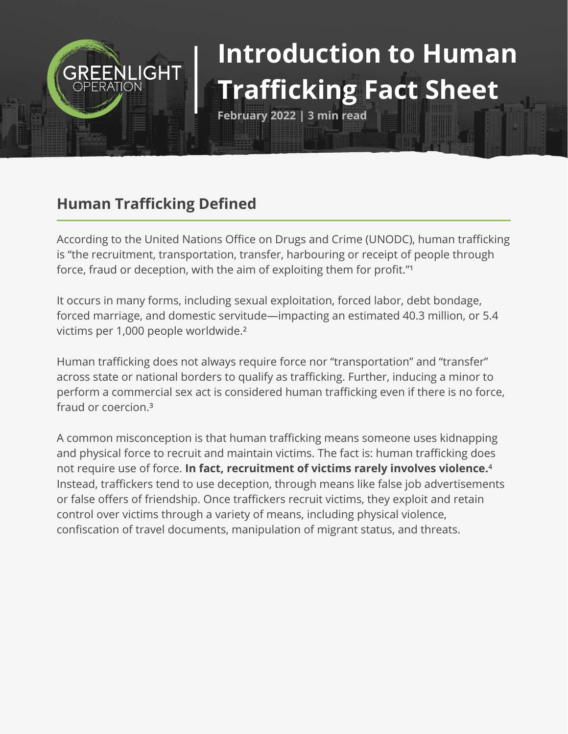GREENLIGHT OPERATION

# Introduction to Human Trafficking Fact Sheet

**February 2022 | 3 min read**

## Human Trafficking Defined

According to the United Nations Office on Drugs and Crime (UNODC), human trafficking is "the recruitment, transportation, transfer, harbouring or receipt of people through force, fraud or deception, with the aim of exploiting them for profit."[1]

It occurs in many forms, including sexual exploitation, forced labor, debt bondage, forced marriage, and domestic servitude—impacting an estimated 40.3 million, or 5.4 victims per 1,000 people worldwide.[2]

Human trafficking does not always require force nor "transportation" and "transfer" across state or national borders to qualify as trafficking. Further, inducing a minor to perform a commercial sex act is considered human trafficking even if there is no force, fraud or coercion.[3]

A common misconception is that human trafficking means someone uses kidnapping and physical force to recruit and maintain victims. The fact is: human trafficking does not require use of force. **In fact, recruitment of victims rarely involves violence.**[4] Instead, traffickers tend to use deception, through means like false job advertisements or false offers of friendship. Once traffickers recruit victims, they exploit and retain control over victims through a variety of means, including physical violence, confiscation of travel documents, manipulation of migrant status, and threats.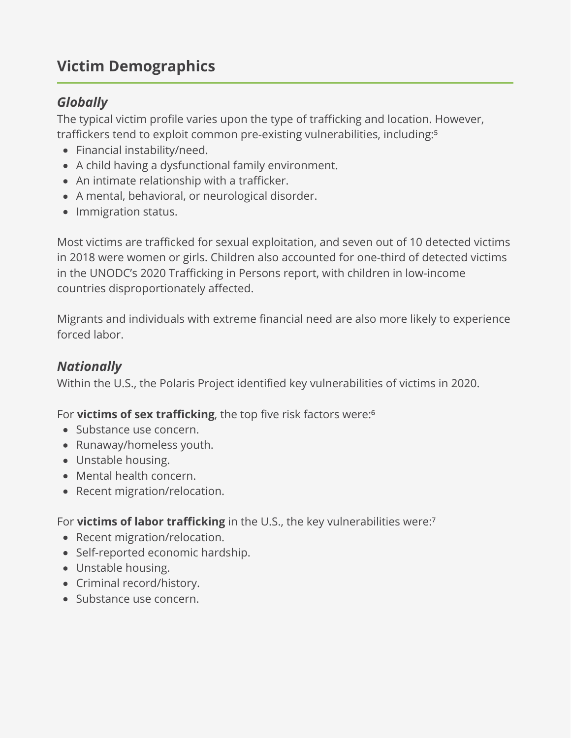## Victim Demographics

### *Globally*

The typical victim profile varies upon the type of trafficking and location. However, traffickers tend to exploit common pre-existing vulnerabilities, including:[5]

- Financial instability/need.
- A child having a dysfunctional family environment.
- An intimate relationship with a trafficker.
- A mental, behavioral, or neurological disorder.
- Immigration status.

Most victims are trafficked for sexual exploitation, and seven out of 10 detected victims in 2018 were women or girls. Children also accounted for one-third of detected victims in the UNODC's 2020 Trafficking in Persons report, with children in low-income countries disproportionately affected.

Migrants and individuals with extreme financial need are also more likely to experience forced labor.

### *Nationally*

Within the U.S., the Polaris Project identified key vulnerabilities of victims in 2020.

For **victims of sex trafficking**, the top five risk factors were:[6]

- Substance use concern.
- Runaway/homeless youth.
- Unstable housing.
- Mental health concern.
- Recent migration/relocation.

For **victims of labor trafficking** in the U.S., the key vulnerabilities were:[7]

- Recent migration/relocation.
- Self-reported economic hardship.
- Unstable housing.
- Criminal record/history.
- Substance use concern.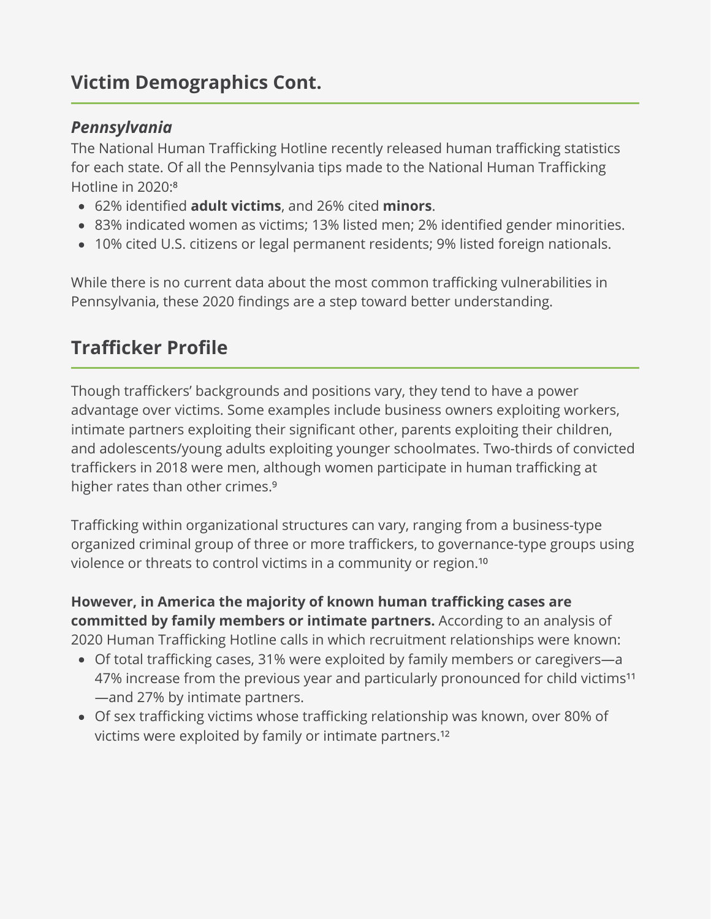## Victim Demographics Cont.

### *Pennsylvania*

The National Human Trafficking Hotline recently released human trafficking statistics for each state. Of all the Pennsylvania tips made to the National Human Trafficking Hotline in 2020:[8]

- 62% identified **adult victims**, and 26% cited **minors**.
- 83% indicated women as victims; 13% listed men; 2% identified gender minorities.
- 10% cited U.S. citizens or legal permanent residents; 9% listed foreign nationals.

While there is no current data about the most common trafficking vulnerabilities in Pennsylvania, these 2020 findings are a step toward better understanding.

## Trafficker Profile

Though traffickers' backgrounds and positions vary, they tend to have a power advantage over victims. Some examples include business owners exploiting workers, intimate partners exploiting their significant other, parents exploiting their children, and adolescents/young adults exploiting younger schoolmates. Two-thirds of convicted traffickers in 2018 were men, although women participate in human trafficking at higher rates than other crimes.[9]

Trafficking within organizational structures can vary, ranging from a business-type organized criminal group of three or more traffickers, to governance-type groups using violence or threats to control victims in a community or region.[10]

**However, in America the majority of known human trafficking cases are committed by family members or intimate partners.** According to an analysis of 2020 Human Trafficking Hotline calls in which recruitment relationships were known:

- Of total trafficking cases, 31% were exploited by family members or caregivers—a 47% increase from the previous year and particularly pronounced for child victims[11]—and 27% by intimate partners.
- Of sex trafficking victims whose trafficking relationship was known, over 80% of victims were exploited by family or intimate partners.[12]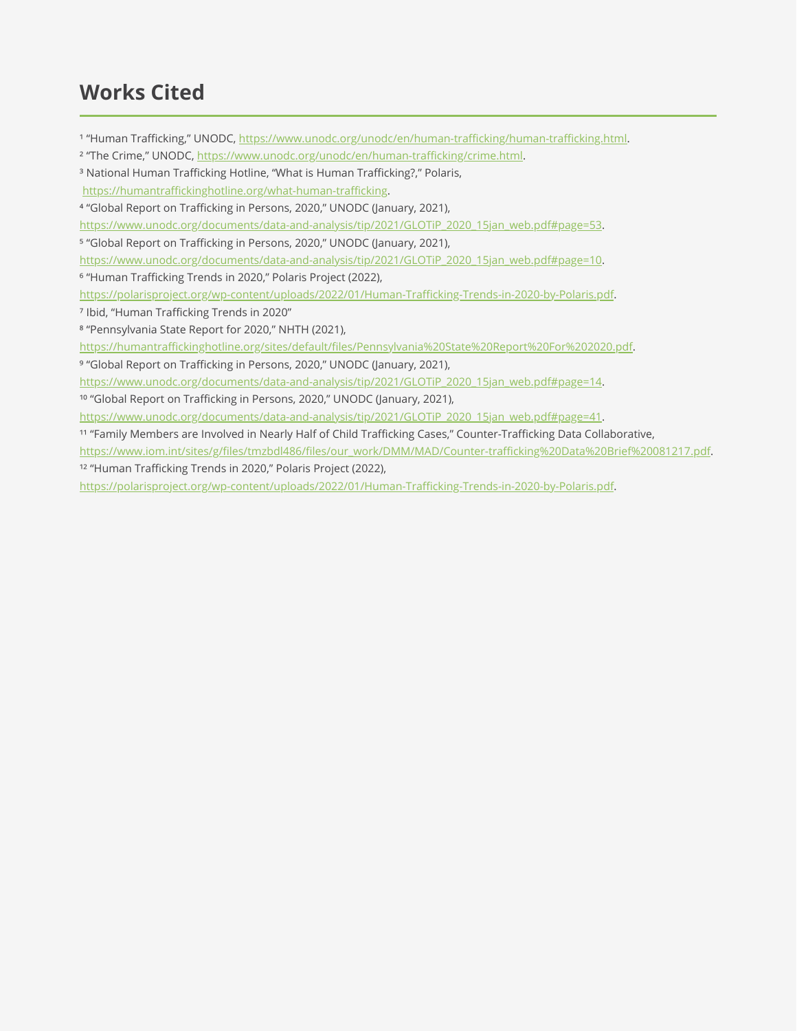## Works Cited

[1] "Human Trafficking," UNODC, https://www.unodc.org/unodc/en/human-trafficking/human-trafficking.html.

[2] "The Crime," UNODC, https://www.unodc.org/unodc/en/human-trafficking/crime.html.

[3] National Human Trafficking Hotline, "What is Human Trafficking?," Polaris, https://humantraffickinghotline.org/what-human-trafficking.

[4] "Global Report on Trafficking in Persons, 2020," UNODC (January, 2021), https://www.unodc.org/documents/data-and-analysis/tip/2021/GLOTiP_2020_15jan_web.pdf#page=53.

[5] "Global Report on Trafficking in Persons, 2020," UNODC (January, 2021), https://www.unodc.org/documents/data-and-analysis/tip/2021/GLOTiP_2020_15jan_web.pdf#page=10.

[6] "Human Trafficking Trends in 2020," Polaris Project (2022), https://polarisproject.org/wp-content/uploads/2022/01/Human-Trafficking-Trends-in-2020-by-Polaris.pdf.

[7] Ibid, "Human Trafficking Trends in 2020"

[8] "Pennsylvania State Report for 2020," NHTH (2021), https://humantraffickinghotline.org/sites/default/files/Pennsylvania%20State%20Report%20For%202020.pdf.

[9] "Global Report on Trafficking in Persons, 2020," UNODC (January, 2021), https://www.unodc.org/documents/data-and-analysis/tip/2021/GLOTiP_2020_15jan_web.pdf#page=14.

[10] "Global Report on Trafficking in Persons, 2020," UNODC (January, 2021), https://www.unodc.org/documents/data-and-analysis/tip/2021/GLOTiP_2020_15jan_web.pdf#page=41.

[11] "Family Members are Involved in Nearly Half of Child Trafficking Cases," Counter-Trafficking Data Collaborative, https://www.iom.int/sites/g/files/tmzbdl486/files/our_work/DMM/MAD/Counter-trafficking%20Data%20Brief%20081217.pdf.

[12] "Human Trafficking Trends in 2020," Polaris Project (2022), https://polarisproject.org/wp-content/uploads/2022/01/Human-Trafficking-Trends-in-2020-by-Polaris.pdf.